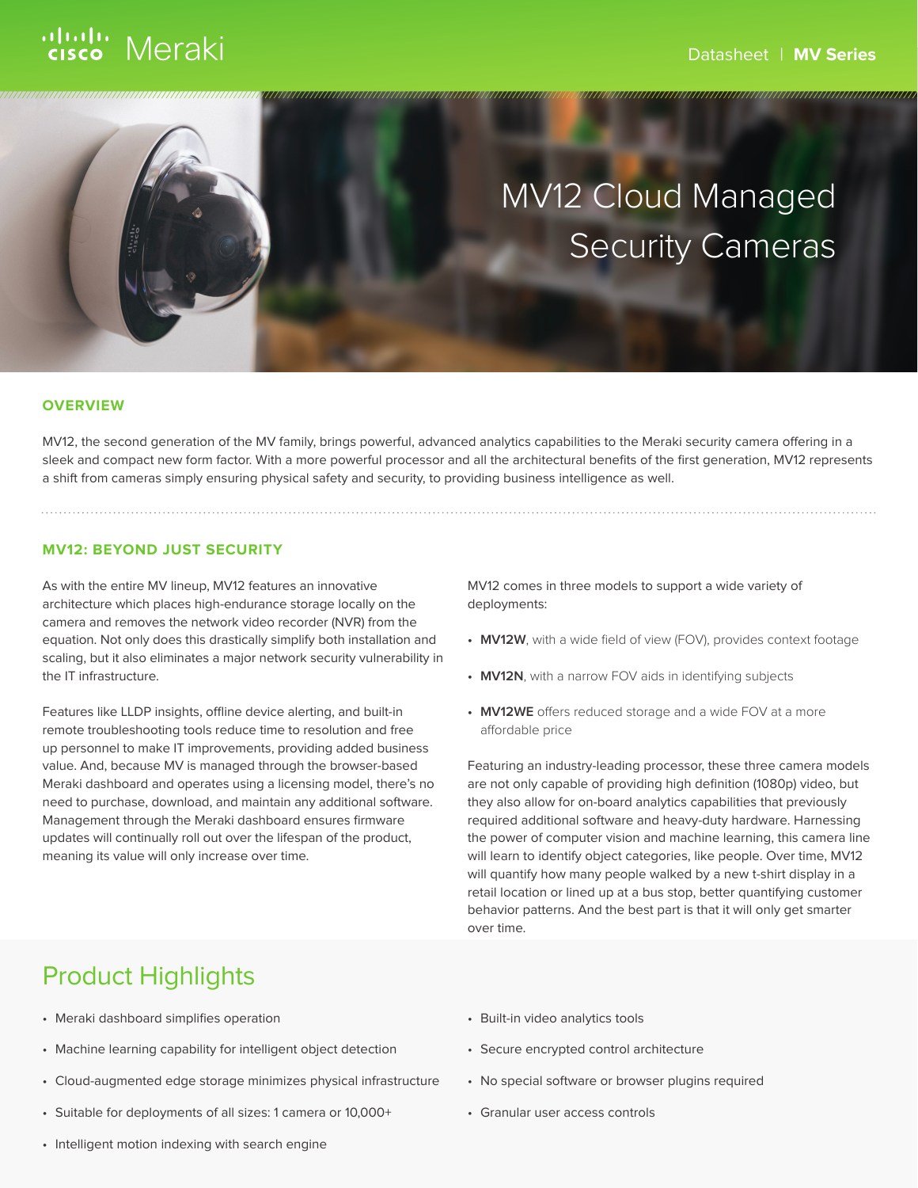Cisco Meraki

Datasheet | **MV Series**

# MV12 Cloud Managed Security Cameras

## OVERVIEW

MV12, the second generation of the MV family, brings powerful, advanced analytics capabilities to the Meraki security camera offering in a sleek and compact new form factor. With a more powerful processor and all the architectural benefits of the first generation, MV12 represents a shift from cameras simply ensuring physical safety and security, to providing business intelligence as well.

## MV12: BEYOND JUST SECURITY

As with the entire MV lineup, MV12 features an innovative architecture which places high-endurance storage locally on the camera and removes the network video recorder (NVR) from the equation. Not only does this drastically simplify both installation and scaling, but it also eliminates a major network security vulnerability in the IT infrastructure.

Features like LLDP insights, offline device alerting, and built-in remote troubleshooting tools reduce time to resolution and free up personnel to make IT improvements, providing added business value. And, because MV is managed through the browser-based Meraki dashboard and operates using a licensing model, there's no need to purchase, download, and maintain any additional software. Management through the Meraki dashboard ensures firmware updates will continually roll out over the lifespan of the product, meaning its value will only increase over time.

MV12 comes in three models to support a wide variety of deployments:

- **MV12W**, with a wide field of view (FOV), provides context footage
- **MV12N**, with a narrow FOV aids in identifying subjects
- **MV12WE** offers reduced storage and a wide FOV at a more affordable price

Featuring an industry-leading processor, these three camera models are not only capable of providing high definition (1080p) video, but they also allow for on-board analytics capabilities that previously required additional software and heavy-duty hardware. Harnessing the power of computer vision and machine learning, this camera line will learn to identify object categories, like people. Over time, MV12 will quantify how many people walked by a new t-shirt display in a retail location or lined up at a bus stop, better quantifying customer behavior patterns. And the best part is that it will only get smarter over time.

## Product Highlights

- Meraki dashboard simplifies operation
- Machine learning capability for intelligent object detection
- Cloud-augmented edge storage minimizes physical infrastructure
- Suitable for deployments of all sizes: 1 camera or 10,000+
- Intelligent motion indexing with search engine
- Built-in video analytics tools
- Secure encrypted control architecture
- No special software or browser plugins required
- Granular user access controls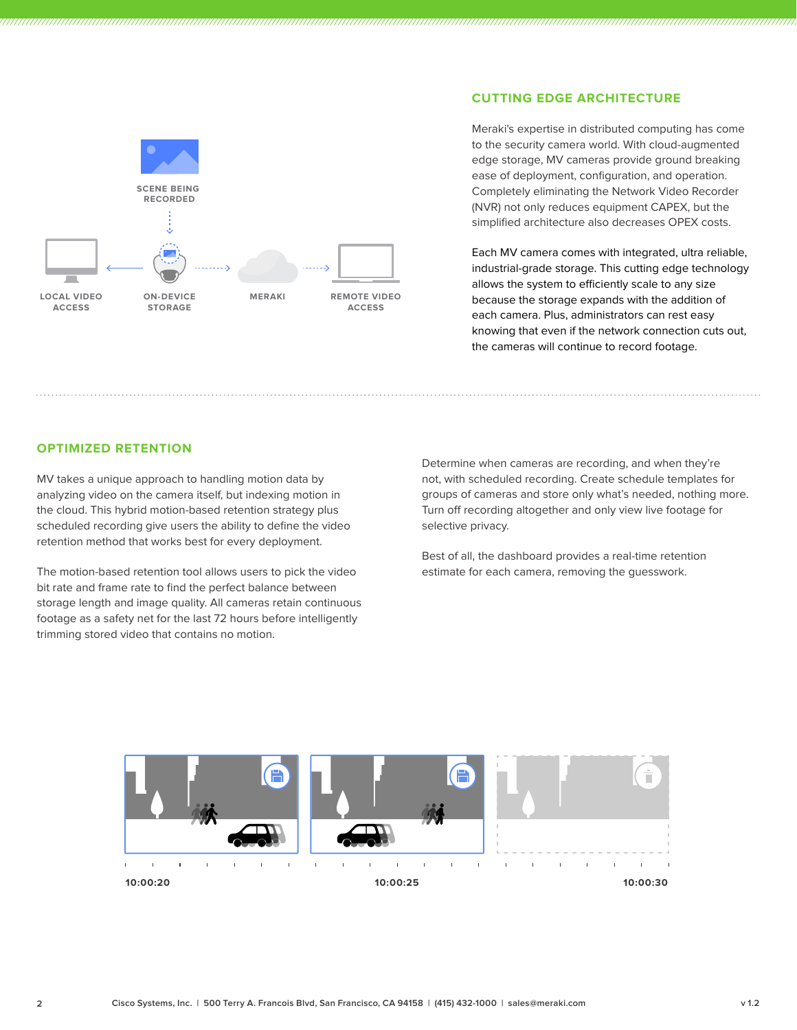SCENE BEING RECORDED

LOCAL VIDEO ACCESS

ON-DEVICE STORAGE

MERAKI

REMOTE VIDEO ACCESS

## CUTTING EDGE ARCHITECTURE

Meraki's expertise in distributed computing has come to the security camera world. With cloud-augmented edge storage, MV cameras provide ground breaking ease of deployment, configuration, and operation. Completely eliminating the Network Video Recorder (NVR) not only reduces equipment CAPEX, but the simplified architecture also decreases OPEX costs.

Each MV camera comes with integrated, ultra reliable, industrial-grade storage. This cutting edge technology allows the system to efficiently scale to any size because the storage expands with the addition of each camera. Plus, administrators can rest easy knowing that even if the network connection cuts out, the cameras will continue to record footage.

## OPTIMIZED RETENTION

MV takes a unique approach to handling motion data by analyzing video on the camera itself, but indexing motion in the cloud. This hybrid motion-based retention strategy plus scheduled recording give users the ability to define the video retention method that works best for every deployment.

The motion-based retention tool allows users to pick the video bit rate and frame rate to find the perfect balance between storage length and image quality. All cameras retain continuous footage as a safety net for the last 72 hours before intelligently trimming stored video that contains no motion.

Determine when cameras are recording, and when they're not, with scheduled recording. Create schedule templates for groups of cameras and store only what's needed, nothing more. Turn off recording altogether and only view live footage for selective privacy.

Best of all, the dashboard provides a real-time retention estimate for each camera, removing the guesswork.

10:00:20 10:00:25 10:00:30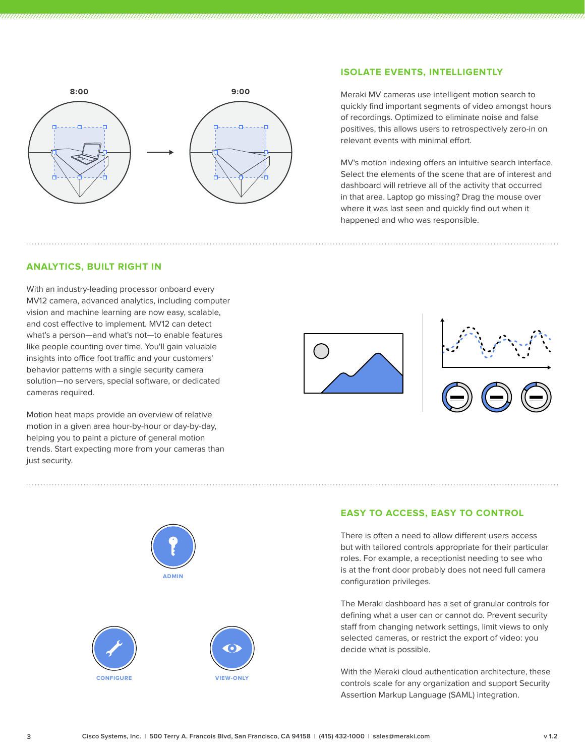## ISOLATE EVENTS, INTELLIGENTLY

Meraki MV cameras use intelligent motion search to quickly find important segments of video amongst hours of recordings. Optimized to eliminate noise and false positives, this allows users to retrospectively zero-in on relevant events with minimal effort.

MV's motion indexing offers an intuitive search interface. Select the elements of the scene that are of interest and dashboard will retrieve all of the activity that occurred in that area. Laptop go missing? Drag the mouse over where it was last seen and quickly find out when it happened and who was responsible.

## ANALYTICS, BUILT RIGHT IN

With an industry-leading processor onboard every MV12 camera, advanced analytics, including computer vision and machine learning are now easy, scalable, and cost effective to implement. MV12 can detect what's a person—and what's not—to enable features like people counting over time. You'll gain valuable insights into office foot traffic and your customers' behavior patterns with a single security camera solution—no servers, special software, or dedicated cameras required.

Motion heat maps provide an overview of relative motion in a given area hour-by-hour or day-by-day, helping you to paint a picture of general motion trends. Start expecting more from your cameras than just security.

## EASY TO ACCESS, EASY TO CONTROL

There is often a need to allow different users access but with tailored controls appropriate for their particular roles. For example, a receptionist needing to see who is at the front door probably does not need full camera configuration privileges.

The Meraki dashboard has a set of granular controls for defining what a user can or cannot do. Prevent security staff from changing network settings, limit views to only selected cameras, or restrict the export of video: you decide what is possible.

With the Meraki cloud authentication architecture, these controls scale for any organization and support Security Assertion Markup Language (SAML) integration.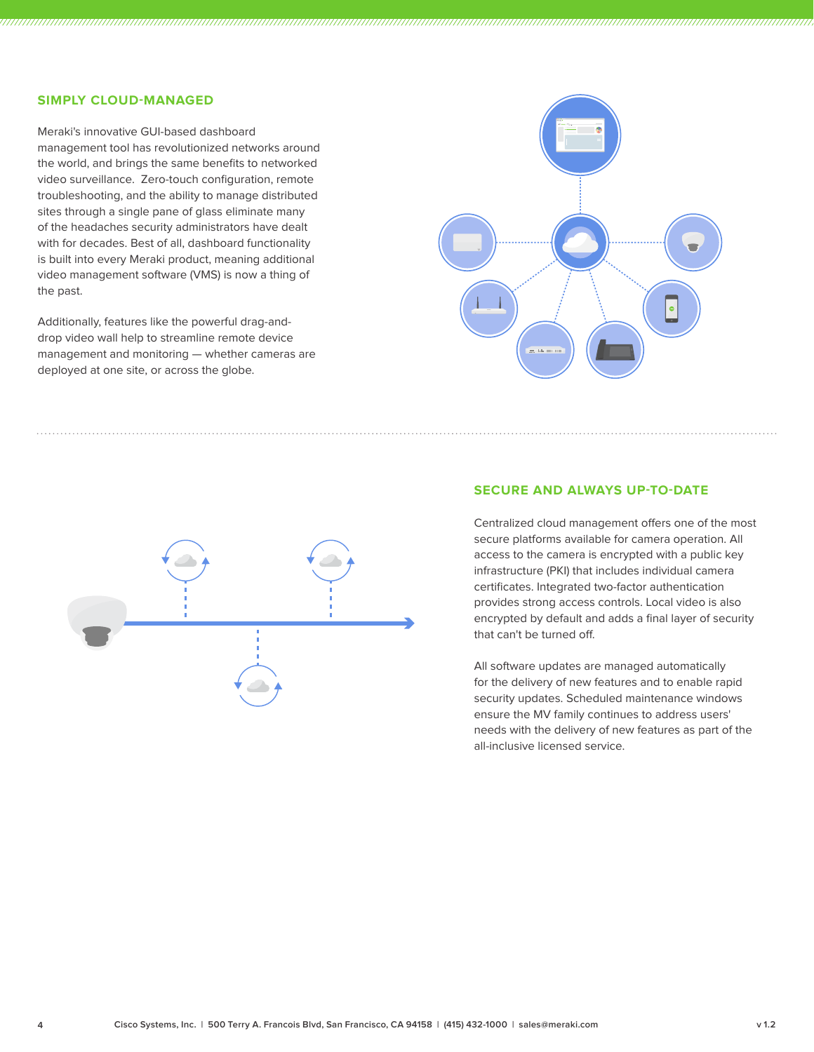## SIMPLY CLOUD-MANAGED

Meraki's innovative GUI-based dashboard management tool has revolutionized networks around the world, and brings the same benefits to networked video surveillance. Zero-touch configuration, remote troubleshooting, and the ability to manage distributed sites through a single pane of glass eliminate many of the headaches security administrators have dealt with for decades. Best of all, dashboard functionality is built into every Meraki product, meaning additional video management software (VMS) is now a thing of the past.

Additionally, features like the powerful drag-and-drop video wall help to streamline remote device management and monitoring — whether cameras are deployed at one site, or across the globe.

## SECURE AND ALWAYS UP-TO-DATE

Centralized cloud management offers one of the most secure platforms available for camera operation. All access to the camera is encrypted with a public key infrastructure (PKI) that includes individual camera certificates. Integrated two-factor authentication provides strong access controls. Local video is also encrypted by default and adds a final layer of security that can't be turned off.

All software updates are managed automatically for the delivery of new features and to enable rapid security updates. Scheduled maintenance windows ensure the MV family continues to address users' needs with the delivery of new features as part of the all-inclusive licensed service.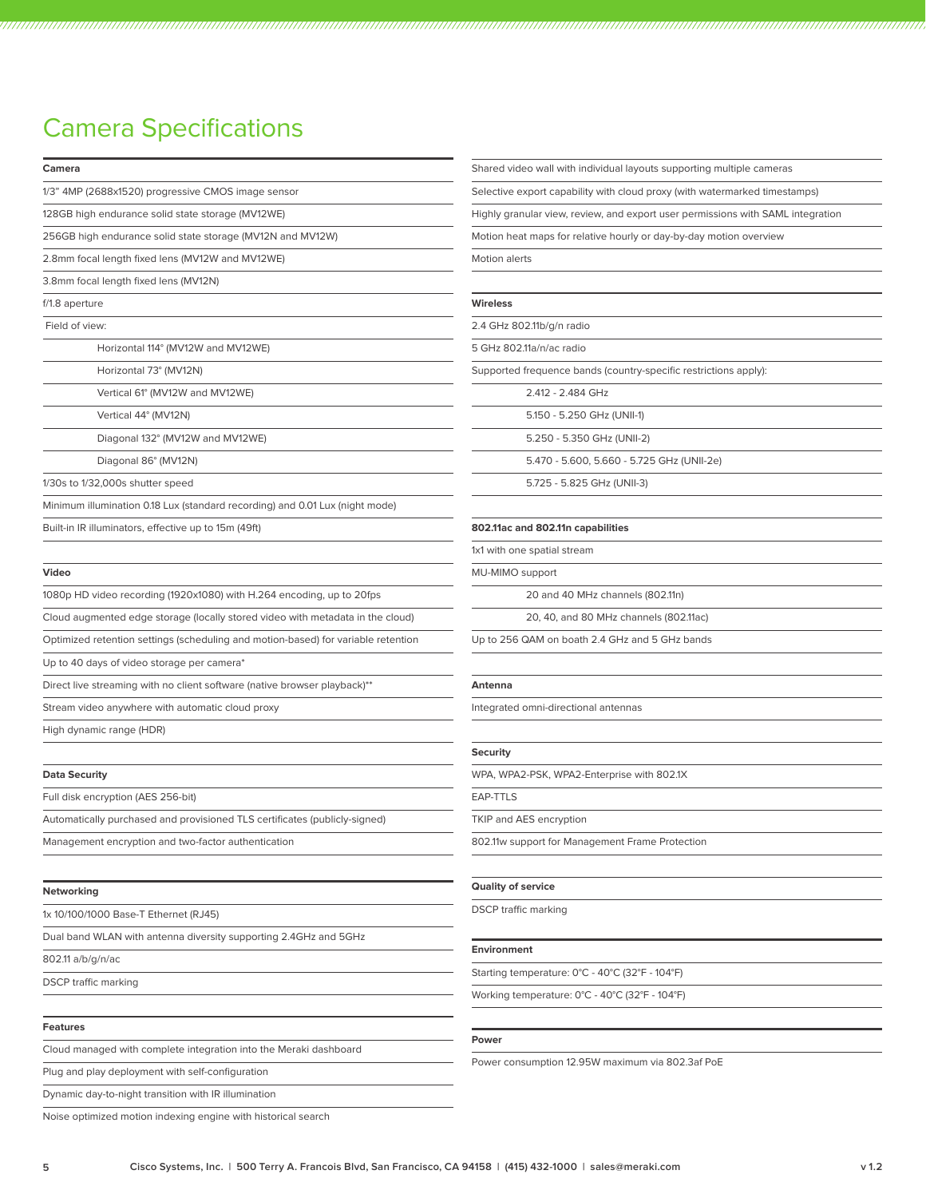# Camera Specifications

**Camera**

1/3" 4MP (2688x1520) progressive CMOS image sensor

128GB high endurance solid state storage (MV12WE)

256GB high endurance solid state storage (MV12N and MV12W)

2.8mm focal length fixed lens (MV12W and MV12WE)

3.8mm focal length fixed lens (MV12N)

f/1.8 aperture

Field of view:

- Horizontal 114° (MV12W and MV12WE)
- Horizontal 73° (MV12N)
- Vertical 61° (MV12W and MV12WE)
- Vertical 44° (MV12N)
- Diagonal 132° (MV12W and MV12WE)
- Diagonal 86° (MV12N)

1/30s to 1/32,000s shutter speed

Minimum illumination 0.18 Lux (standard recording) and 0.01 Lux (night mode)

Built-in IR illuminators, effective up to 15m (49ft)

**Video**

1080p HD video recording (1920x1080) with H.264 encoding, up to 20fps

Cloud augmented edge storage (locally stored video with metadata in the cloud)

Optimized retention settings (scheduling and motion-based) for variable retention

Up to 40 days of video storage per camera*

Direct live streaming with no client software (native browser playback)**

Stream video anywhere with automatic cloud proxy

High dynamic range (HDR)

**Data Security**

Full disk encryption (AES 256-bit)

Automatically purchased and provisioned TLS certificates (publicly-signed)

Management encryption and two-factor authentication

**Networking**

1x 10/100/1000 Base-T Ethernet (RJ45)

Dual band WLAN with antenna diversity supporting 2.4GHz and 5GHz

802.11 a/b/g/n/ac

DSCP traffic marking

**Features**

Cloud managed with complete integration into the Meraki dashboard

Plug and play deployment with self-configuration

Dynamic day-to-night transition with IR illumination

Noise optimized motion indexing engine with historical search

Shared video wall with individual layouts supporting multiple cameras

Selective export capability with cloud proxy (with watermarked timestamps)

Highly granular view, review, and export user permissions with SAML integration

Motion heat maps for relative hourly or day-by-day motion overview

Motion alerts

**Wireless**

2.4 GHz 802.11b/g/n radio

5 GHz 802.11a/n/ac radio

Supported frequence bands (country-specific restrictions apply):

- 2.412 - 2.484 GHz
- 5.150 - 5.250 GHz (UNII-1)
- 5.250 - 5.350 GHz (UNII-2)
- 5.470 - 5.600, 5.660 - 5.725 GHz (UNII-2e)
- 5.725 - 5.825 GHz (UNII-3)

**802.11ac and 802.11n capabilities**

1x1 with one spatial stream

MU-MIMO support

- 20 and 40 MHz channels (802.11n)
- 20, 40, and 80 MHz channels (802.11ac)

Up to 256 QAM on boath 2.4 GHz and 5 GHz bands

**Antenna**

Integrated omni-directional antennas

**Security**

WPA, WPA2-PSK, WPA2-Enterprise with 802.1X

EAP-TTLS

TKIP and AES encryption

802.11w support for Management Frame Protection

**Quality of service**

DSCP traffic marking

**Environment**

Starting temperature: 0°C - 40°C (32°F - 104°F)

Working temperature: 0°C - 40°C (32°F - 104°F)

**Power**

Power consumption 12.95W maximum via 802.3af PoE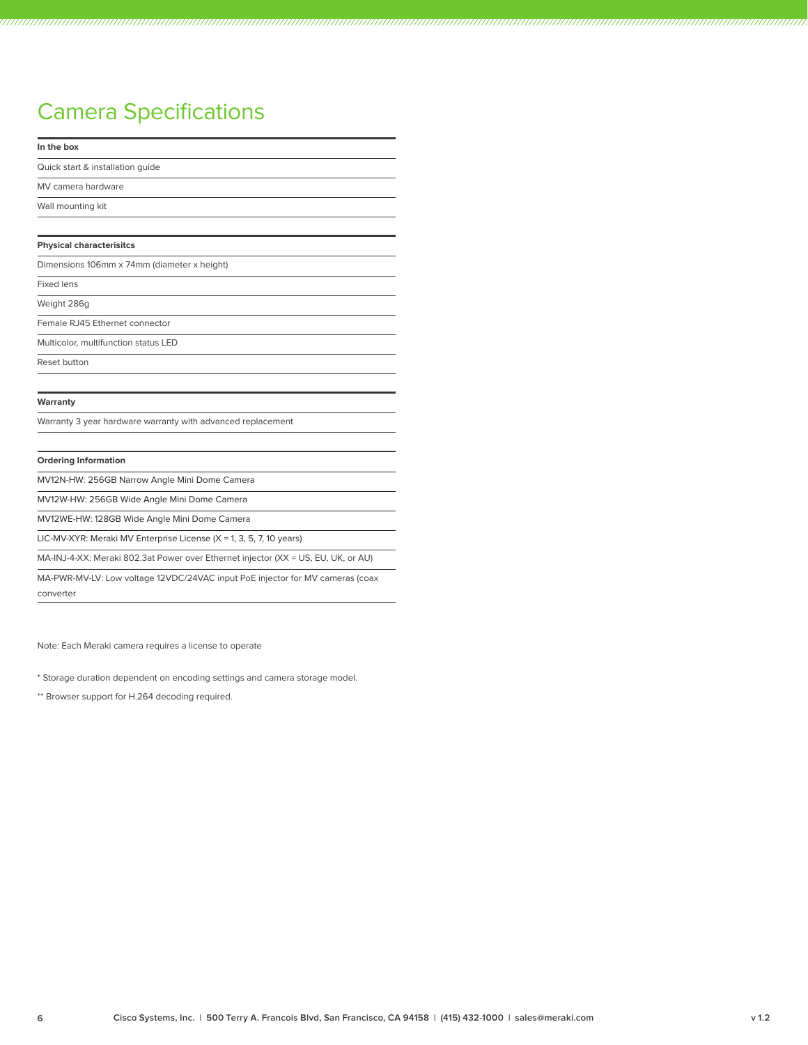# Camera Specifications

| In the box |
| --- |
| Quick start & installation guide |
| MV camera hardware |
| Wall mounting kit |

| Physical characterisitcs |
| --- |
| Dimensions 106mm x 74mm (diameter x height) |
| Fixed lens |
| Weight 286g |
| Female RJ45 Ethernet connector |
| Multicolor, multifunction status LED |
| Reset button |

| Warranty |
| --- |
| Warranty 3 year hardware warranty with advanced replacement |

| Ordering Information |
| --- |
| MV12N-HW: 256GB Narrow Angle Mini Dome Camera |
| MV12W-HW: 256GB Wide Angle Mini Dome Camera |
| MV12WE-HW: 128GB Wide Angle Mini Dome Camera |
| LIC-MV-XYR: Meraki MV Enterprise License (X = 1, 3, 5, 7, 10 years) |
| MA-INJ-4-XX: Meraki 802.3at Power over Ethernet injector (XX = US, EU, UK, or AU) |
| MA-PWR-MV-LV: Low voltage 12VDC/24VAC input PoE injector for MV cameras (coax converter |

Note: Each Meraki camera requires a license to operate

* Storage duration dependent on encoding settings and camera storage model.

** Browser support for H.264 decoding required.

Cisco Systems, Inc. | 500 Terry A. Francois Blvd, San Francisco, CA 94158 | (415) 432-1000 | sales@meraki.com

v 1.2